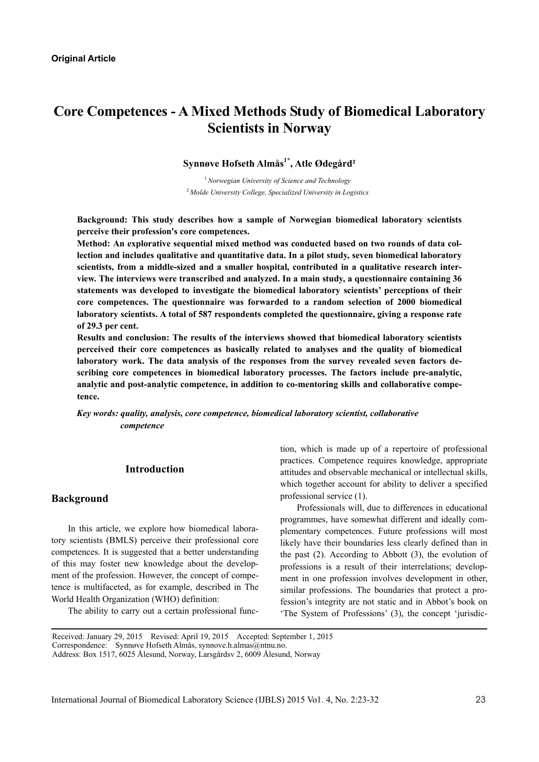**Original Article**

# Core Competences - A Mixed Methods Study of Biomedical Laboratory Scientists in Norway

**Synnøve Hofseth Almås[1*], Atle Ødegård[2]**

[1] *Norwegian University of Science and Technology*
[2] *Molde University College, Specialized University in Logistics*

**Background: This study describes how a sample of Norwegian biomedical laboratory scientists perceive their profession's core competences.**

**Method: An explorative sequential mixed method was conducted based on two rounds of data collection and includes qualitative and quantitative data. In a pilot study, seven biomedical laboratory scientists, from a middle-sized and a smaller hospital, contributed in a qualitative research interview. The interviews were transcribed and analyzed. In a main study, a questionnaire containing 36 statements was developed to investigate the biomedical laboratory scientists' perceptions of their core competences. The questionnaire was forwarded to a random selection of 2000 biomedical laboratory scientists. A total of 587 respondents completed the questionnaire, giving a response rate of 29.3 per cent.**

**Results and conclusion: The results of the interviews showed that biomedical laboratory scientists perceived their core competences as basically related to analyses and the quality of biomedical laboratory work. The data analysis of the responses from the survey revealed seven factors describing core competences in biomedical laboratory processes. The factors include pre-analytic, analytic and post-analytic competence, in addition to co-mentoring skills and collaborative competence.**

***Key words: quality, analysis, core competence, biomedical laboratory scientist, collaborative competence***

## Introduction

### Background

In this article, we explore how biomedical laboratory scientists (BMLS) perceive their professional core competences. It is suggested that a better understanding of this may foster new knowledge about the development of the profession. However, the concept of competence is multifaceted, as for example, described in The World Health Organization (WHO) definition:

The ability to carry out a certain professional function, which is made up of a repertoire of professional practices. Competence requires knowledge, appropriate attitudes and observable mechanical or intellectual skills, which together account for ability to deliver a specified professional service (1).

Professionals will, due to differences in educational programmes, have somewhat different and ideally complementary competences. Future professions will most likely have their boundaries less clearly defined than in the past (2). According to Abbott (3), the evolution of professions is a result of their interrelations; development in one profession involves development in other, similar professions. The boundaries that protect a profession's integrity are not static and in Abbot's book on 'The System of Professions' (3), the concept 'jurisdic-

Received: January 29, 2015 Revised: April 19, 2015 Accepted: September 1, 2015
Correspondence: Synnøve Hofseth Almås, synnove.h.almas@ntnu.no.
Address: Box 1517, 6025 Ålesund, Norway, Larsgårdsv 2, 6009 Ålesund, Norway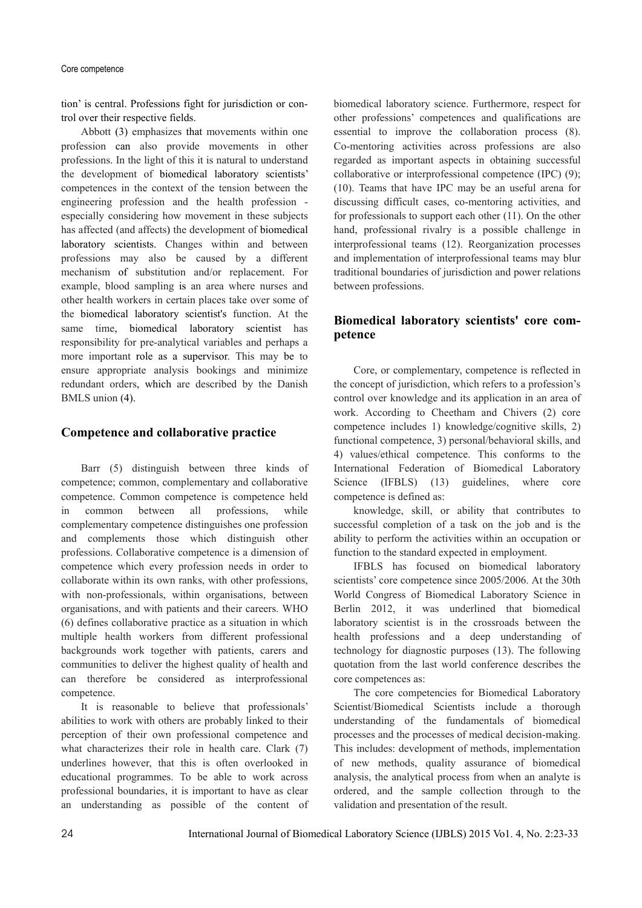tion' is central. Professions fight for jurisdiction or control over their respective fields.

Abbott (3) emphasizes that movements within one profession can also provide movements in other professions. In the light of this it is natural to understand the development of biomedical laboratory scientists' competences in the context of the tension between the engineering profession and the health profession - especially considering how movement in these subjects has affected (and affects) the development of biomedical laboratory scientists. Changes within and between professions may also be caused by a different mechanism of substitution and/or replacement. For example, blood sampling is an area where nurses and other health workers in certain places take over some of the biomedical laboratory scientist's function. At the same time, biomedical laboratory scientist has responsibility for pre-analytical variables and perhaps a more important role as a supervisor. This may be to ensure appropriate analysis bookings and minimize redundant orders, which are described by the Danish BMLS union (4).

## Competence and collaborative practice

Barr (5) distinguish between three kinds of competence; common, complementary and collaborative competence. Common competence is competence held in common between all professions, while complementary competence distinguishes one profession and complements those which distinguish other professions. Collaborative competence is a dimension of competence which every profession needs in order to collaborate within its own ranks, with other professions, with non-professionals, within organisations, between organisations, and with patients and their careers. WHO (6) defines collaborative practice as a situation in which multiple health workers from different professional backgrounds work together with patients, carers and communities to deliver the highest quality of health and can therefore be considered as interprofessional competence.

It is reasonable to believe that professionals' abilities to work with others are probably linked to their perception of their own professional competence and what characterizes their role in health care. Clark (7) underlines however, that this is often overlooked in educational programmes. To be able to work across professional boundaries, it is important to have as clear an understanding as possible of the content of biomedical laboratory science. Furthermore, respect for other professions' competences and qualifications are essential to improve the collaboration process (8). Co-mentoring activities across professions are also regarded as important aspects in obtaining successful collaborative or interprofessional competence (IPC) (9); (10). Teams that have IPC may be an useful arena for discussing difficult cases, co-mentoring activities, and for professionals to support each other (11). On the other hand, professional rivalry is a possible challenge in interprofessional teams (12). Reorganization processes and implementation of interprofessional teams may blur traditional boundaries of jurisdiction and power relations between professions.

## Biomedical laboratory scientists' core competence

Core, or complementary, competence is reflected in the concept of jurisdiction, which refers to a profession's control over knowledge and its application in an area of work. According to Cheetham and Chivers (2) core competence includes 1) knowledge/cognitive skills, 2) functional competence, 3) personal/behavioral skills, and 4) values/ethical competence. This conforms to the International Federation of Biomedical Laboratory Science (IFBLS) (13) guidelines, where core competence is defined as:

knowledge, skill, or ability that contributes to successful completion of a task on the job and is the ability to perform the activities within an occupation or function to the standard expected in employment.

IFBLS has focused on biomedical laboratory scientists' core competence since 2005/2006. At the 30th World Congress of Biomedical Laboratory Science in Berlin 2012, it was underlined that biomedical laboratory scientist is in the crossroads between the health professions and a deep understanding of technology for diagnostic purposes (13). The following quotation from the last world conference describes the core competences as:

The core competencies for Biomedical Laboratory Scientist/Biomedical Scientists include a thorough understanding of the fundamentals of biomedical processes and the processes of medical decision-making. This includes: development of methods, implementation of new methods, quality assurance of biomedical analysis, the analytical process from when an analyte is ordered, and the sample collection through to the validation and presentation of the result.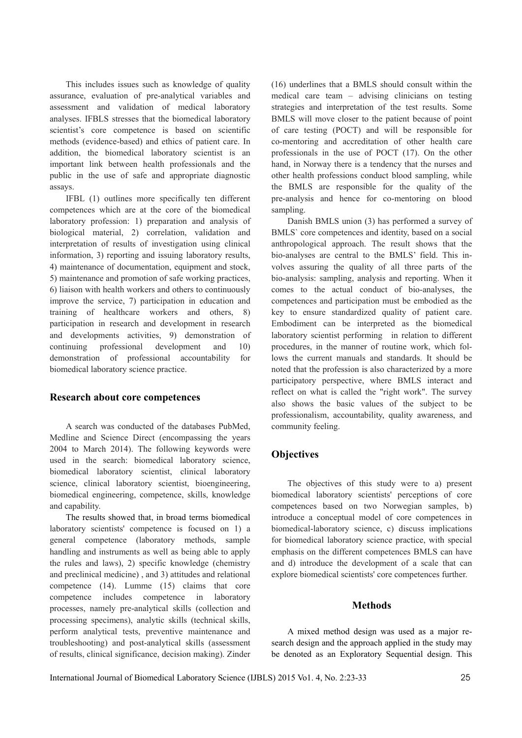This includes issues such as knowledge of quality assurance, evaluation of pre-analytical variables and assessment and validation of medical laboratory analyses. IFBLS stresses that the biomedical laboratory scientist's core competence is based on scientific methods (evidence-based) and ethics of patient care. In addition, the biomedical laboratory scientist is an important link between health professionals and the public in the use of safe and appropriate diagnostic assays.

IFBL (1) outlines more specifically ten different competences which are at the core of the biomedical laboratory profession: 1) preparation and analysis of biological material, 2) correlation, validation and interpretation of results of investigation using clinical information, 3) reporting and issuing laboratory results, 4) maintenance of documentation, equipment and stock, 5) maintenance and promotion of safe working practices, 6) liaison with health workers and others to continuously improve the service, 7) participation in education and training of healthcare workers and others, 8) participation in research and development in research and developments activities, 9) demonstration of continuing professional development and 10) demonstration of professional accountability for biomedical laboratory science practice.

## Research about core competences

A search was conducted of the databases PubMed, Medline and Science Direct (encompassing the years 2004 to March 2014). The following keywords were used in the search: biomedical laboratory science, biomedical laboratory scientist, clinical laboratory science, clinical laboratory scientist, bioengineering, biomedical engineering, competence, skills, knowledge and capability.

The results showed that, in broad terms biomedical laboratory scientists' competence is focused on 1) a general competence (laboratory methods, sample handling and instruments as well as being able to apply the rules and laws), 2) specific knowledge (chemistry and preclinical medicine) , and 3) attitudes and relational competence (14). Lumme (15) claims that core competence includes competence in laboratory processes, namely pre-analytical skills (collection and processing specimens), analytic skills (technical skills, perform analytical tests, preventive maintenance and troubleshooting) and post-analytical skills (assessment of results, clinical significance, decision making). Zinder (16) underlines that a BMLS should consult within the medical care team – advising clinicians on testing strategies and interpretation of the test results. Some BMLS will move closer to the patient because of point of care testing (POCT) and will be responsible for co-mentoring and accreditation of other health care professionals in the use of POCT (17). On the other hand, in Norway there is a tendency that the nurses and other health professions conduct blood sampling, while the BMLS are responsible for the quality of the pre-analysis and hence for co-mentoring on blood sampling.

Danish BMLS union (3) has performed a survey of BMLS` core competences and identity, based on a social anthropological approach. The result shows that the bio-analyses are central to the BMLS' field. This involves assuring the quality of all three parts of the bio-analysis: sampling, analysis and reporting. When it comes to the actual conduct of bio-analyses, the competences and participation must be embodied as the key to ensure standardized quality of patient care. Embodiment can be interpreted as the biomedical laboratory scientist performing in relation to different procedures, in the manner of routine work, which follows the current manuals and standards. It should be noted that the profession is also characterized by a more participatory perspective, where BMLS interact and reflect on what is called the "right work". The survey also shows the basic values of the subject to be professionalism, accountability, quality awareness, and community feeling.

## Objectives

The objectives of this study were to a) present biomedical laboratory scientists' perceptions of core competences based on two Norwegian samples, b) introduce a conceptual model of core competences in biomedical-laboratory science, c) discuss implications for biomedical laboratory science practice, with special emphasis on the different competences BMLS can have and d) introduce the development of a scale that can explore biomedical scientists' core competences further.

## Methods

A mixed method design was used as a major research design and the approach applied in the study may be denoted as an Exploratory Sequential design. This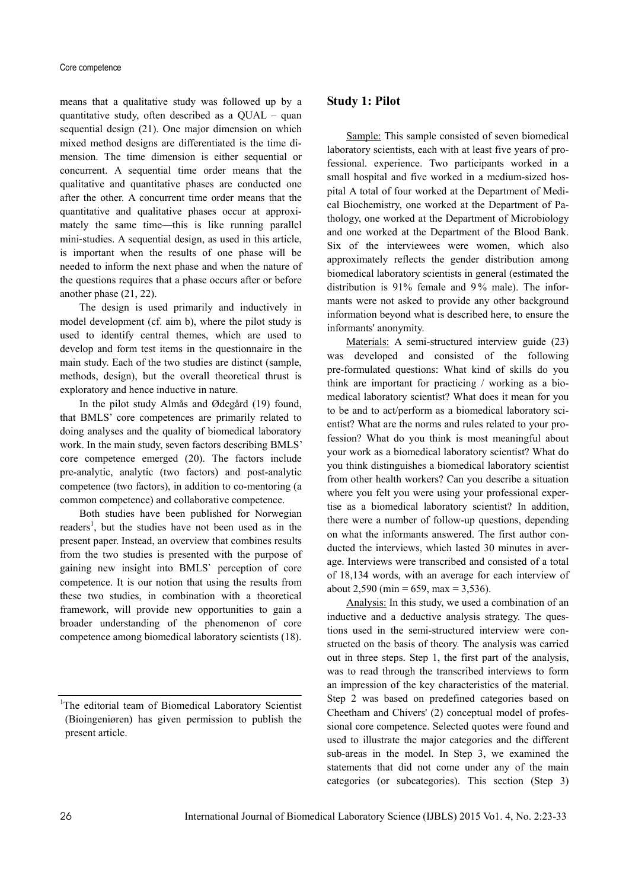means that a qualitative study was followed up by a quantitative study, often described as a QUAL – quan sequential design (21). One major dimension on which mixed method designs are differentiated is the time dimension. The time dimension is either sequential or concurrent. A sequential time order means that the qualitative and quantitative phases are conducted one after the other. A concurrent time order means that the quantitative and qualitative phases occur at approximately the same time—this is like running parallel mini-studies. A sequential design, as used in this article, is important when the results of one phase will be needed to inform the next phase and when the nature of the questions requires that a phase occurs after or before another phase (21, 22).

The design is used primarily and inductively in model development (cf. aim b), where the pilot study is used to identify central themes, which are used to develop and form test items in the questionnaire in the main study. Each of the two studies are distinct (sample, methods, design), but the overall theoretical thrust is exploratory and hence inductive in nature.

In the pilot study Almås and Ødegård (19) found, that BMLS' core competences are primarily related to doing analyses and the quality of biomedical laboratory work. In the main study, seven factors describing BMLS' core competence emerged (20). The factors include pre-analytic, analytic (two factors) and post-analytic competence (two factors), in addition to co-mentoring (a common competence) and collaborative competence.

Both studies have been published for Norwegian readers[1], but the studies have not been used as in the present paper. Instead, an overview that combines results from the two studies is presented with the purpose of gaining new insight into BMLS` perception of core competence. It is our notion that using the results from these two studies, in combination with a theoretical framework, will provide new opportunities to gain a broader understanding of the phenomenon of core competence among biomedical laboratory scientists (18).

[1]The editorial team of Biomedical Laboratory Scientist (Bioingeniøren) has given permission to publish the present article.

## Study 1: Pilot

Sample: This sample consisted of seven biomedical laboratory scientists, each with at least five years of professional. experience. Two participants worked in a small hospital and five worked in a medium-sized hospital A total of four worked at the Department of Medical Biochemistry, one worked at the Department of Pathology, one worked at the Department of Microbiology and one worked at the Department of the Blood Bank. Six of the interviewees were women, which also approximately reflects the gender distribution among biomedical laboratory scientists in general (estimated the distribution is 91% female and 9% male). The informants were not asked to provide any other background information beyond what is described here, to ensure the informants' anonymity.

Materials: A semi-structured interview guide (23) was developed and consisted of the following pre-formulated questions: What kind of skills do you think are important for practicing / working as a biomedical laboratory scientist? What does it mean for you to be and to act/perform as a biomedical laboratory scientist? What are the norms and rules related to your profession? What do you think is most meaningful about your work as a biomedical laboratory scientist? What do you think distinguishes a biomedical laboratory scientist from other health workers? Can you describe a situation where you felt you were using your professional expertise as a biomedical laboratory scientist? In addition, there were a number of follow-up questions, depending on what the informants answered. The first author conducted the interviews, which lasted 30 minutes in average. Interviews were transcribed and consisted of a total of 18,134 words, with an average for each interview of about 2,590 (min = 659, max = 3,536).

Analysis: In this study, we used a combination of an inductive and a deductive analysis strategy. The questions used in the semi-structured interview were constructed on the basis of theory. The analysis was carried out in three steps. Step 1, the first part of the analysis, was to read through the transcribed interviews to form an impression of the key characteristics of the material. Step 2 was based on predefined categories based on Cheetham and Chivers' (2) conceptual model of professional core competence. Selected quotes were found and used to illustrate the major categories and the different sub-areas in the model. In Step 3, we examined the statements that did not come under any of the main categories (or subcategories). This section (Step 3)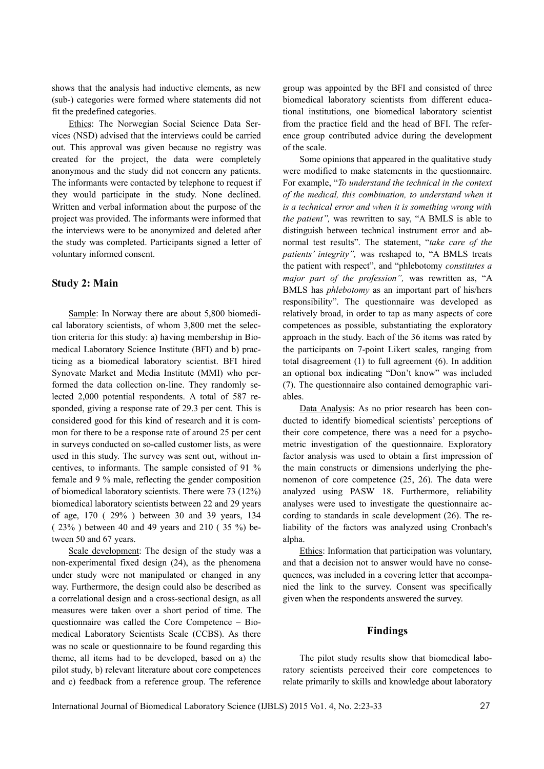shows that the analysis had inductive elements, as new (sub-) categories were formed where statements did not fit the predefined categories.

Ethics: The Norwegian Social Science Data Services (NSD) advised that the interviews could be carried out. This approval was given because no registry was created for the project, the data were completely anonymous and the study did not concern any patients. The informants were contacted by telephone to request if they would participate in the study. None declined. Written and verbal information about the purpose of the project was provided. The informants were informed that the interviews were to be anonymized and deleted after the study was completed. Participants signed a letter of voluntary informed consent.

## Study 2: Main

Sample: In Norway there are about 5,800 biomedical laboratory scientists, of whom 3,800 met the selection criteria for this study: a) having membership in Biomedical Laboratory Science Institute (BFI) and b) practicing as a biomedical laboratory scientist. BFI hired Synovate Market and Media Institute (MMI) who performed the data collection on-line. They randomly selected 2,000 potential respondents. A total of 587 responded, giving a response rate of 29.3 per cent. This is considered good for this kind of research and it is common for there to be a response rate of around 25 per cent in surveys conducted on so-called customer lists, as were used in this study. The survey was sent out, without incentives, to informants. The sample consisted of 91 % female and 9 % male, reflecting the gender composition of biomedical laboratory scientists. There were 73 (12%) biomedical laboratory scientists between 22 and 29 years of age, 170 ( 29% ) between 30 and 39 years, 134 ( 23% ) between 40 and 49 years and 210 ( 35 %) between 50 and 67 years.

Scale development: The design of the study was a non-experimental fixed design (24), as the phenomena under study were not manipulated or changed in any way. Furthermore, the design could also be described as a correlational design and a cross-sectional design, as all measures were taken over a short period of time. The questionnaire was called the Core Competence – Biomedical Laboratory Scientists Scale (CCBS). As there was no scale or questionnaire to be found regarding this theme, all items had to be developed, based on a) the pilot study, b) relevant literature about core competences and c) feedback from a reference group. The reference group was appointed by the BFI and consisted of three biomedical laboratory scientists from different educational institutions, one biomedical laboratory scientist from the practice field and the head of BFI. The reference group contributed advice during the development of the scale.

Some opinions that appeared in the qualitative study were modified to make statements in the questionnaire. For example, "*To understand the technical in the context of the medical, this combination, to understand when it is a technical error and when it is something wrong with the patient",* was rewritten to say, "A BMLS is able to distinguish between technical instrument error and abnormal test results". The statement, "*take care of the patients' integrity",* was reshaped to, "A BMLS treats the patient with respect", and "phlebotomy *constitutes a major part of the profession",* was rewritten as, "A BMLS has *phlebotomy* as an important part of his/hers responsibility". The questionnaire was developed as relatively broad, in order to tap as many aspects of core competences as possible, substantiating the exploratory approach in the study. Each of the 36 items was rated by the participants on 7-point Likert scales, ranging from total disagreement (1) to full agreement (6). In addition an optional box indicating "Don't know" was included (7). The questionnaire also contained demographic variables.

Data Analysis: As no prior research has been conducted to identify biomedical scientists' perceptions of their core competence, there was a need for a psychometric investigation of the questionnaire. Exploratory factor analysis was used to obtain a first impression of the main constructs or dimensions underlying the phenomenon of core competence (25, 26). The data were analyzed using PASW 18. Furthermore, reliability analyses were used to investigate the questionnaire according to standards in scale development (26). The reliability of the factors was analyzed using Cronbach's alpha.

Ethics: Information that participation was voluntary, and that a decision not to answer would have no consequences, was included in a covering letter that accompanied the link to the survey. Consent was specifically given when the respondents answered the survey.

## Findings

The pilot study results show that biomedical laboratory scientists perceived their core competences to relate primarily to skills and knowledge about laboratory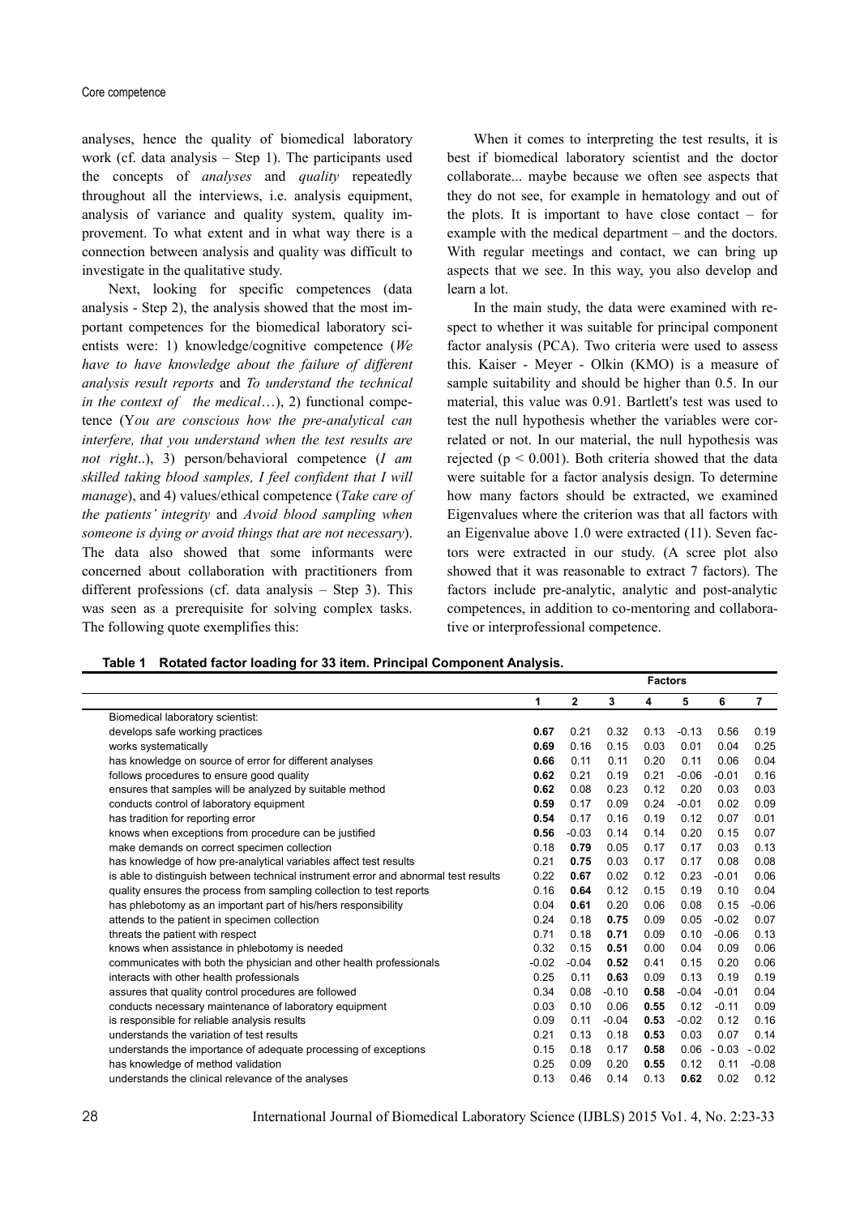analyses, hence the quality of biomedical laboratory work (cf. data analysis – Step 1). The participants used the concepts of *analyses* and *quality* repeatedly throughout all the interviews, i.e. analysis equipment, analysis of variance and quality system, quality improvement. To what extent and in what way there is a connection between analysis and quality was difficult to investigate in the qualitative study.

Next, looking for specific competences (data analysis - Step 2), the analysis showed that the most important competences for the biomedical laboratory scientists were: 1) knowledge/cognitive competence (*We have to have knowledge about the failure of different analysis result reports* and *To understand the technical in the context of the medical*…), 2) functional competence (Y*ou are conscious how the pre-analytical can interfere, that you understand when the test results are not right*..), 3) person/behavioral competence (*I am skilled taking blood samples, I feel confident that I will manage*), and 4) values/ethical competence (*Take care of the patients' integrity* and *Avoid blood sampling when someone is dying or avoid things that are not necessary*). The data also showed that some informants were concerned about collaboration with practitioners from different professions (cf. data analysis – Step 3). This was seen as a prerequisite for solving complex tasks. The following quote exemplifies this:

When it comes to interpreting the test results, it is best if biomedical laboratory scientist and the doctor collaborate... maybe because we often see aspects that they do not see, for example in hematology and out of the plots. It is important to have close contact – for example with the medical department – and the doctors. With regular meetings and contact, we can bring up aspects that we see. In this way, you also develop and learn a lot.

In the main study, the data were examined with respect to whether it was suitable for principal component factor analysis (PCA). Two criteria were used to assess this. Kaiser - Meyer - Olkin (KMO) is a measure of sample suitability and should be higher than 0.5. In our material, this value was 0.91. Bartlett's test was used to test the null hypothesis whether the variables were correlated or not. In our material, the null hypothesis was rejected ($p < 0.001$). Both criteria showed that the data were suitable for a factor analysis design. To determine how many factors should be extracted, we examined Eigenvalues where the criterion was that all factors with an Eigenvalue above 1.0 were extracted (11). Seven factors were extracted in our study. (A scree plot also showed that it was reasonable to extract 7 factors). The factors include pre-analytic, analytic and post-analytic competences, in addition to co-mentoring and collaborative or interprofessional competence.

**Table 1 Rotated factor loading for 33 item. Principal Component Analysis.**

| | Factors | | | | | | |
|---|---|---|---|---|---|---|---|
| | **1** | **2** | **3** | **4** | **5** | **6** | **7** |
| Biomedical laboratory scientist: | | | | | | | |
| develops safe working practices | **0.67** | 0.21 | 0.32 | 0.13 | -0.13 | 0.56 | 0.19 |
| works systematically | **0.69** | 0.16 | 0.15 | 0.03 | 0.01 | 0.04 | 0.25 |
| has knowledge on source of error for different analyses | **0.66** | 0.11 | 0.11 | 0.20 | 0.11 | 0.06 | 0.04 |
| follows procedures to ensure good quality | **0.62** | 0.21 | 0.19 | 0.21 | -0.06 | -0.01 | 0.16 |
| ensures that samples will be analyzed by suitable method | **0.62** | 0.08 | 0.23 | 0.12 | 0.20 | 0.03 | 0.03 |
| conducts control of laboratory equipment | **0.59** | 0.17 | 0.09 | 0.24 | -0.01 | 0.02 | 0.09 |
| has tradition for reporting error | **0.54** | 0.17 | 0.16 | 0.19 | 0.12 | 0.07 | 0.01 |
| knows when exceptions from procedure can be justified | **0.56** | -0.03 | 0.14 | 0.14 | 0.20 | 0.15 | 0.07 |
| make demands on correct specimen collection | 0.18 | **0.79** | 0.05 | 0.17 | 0.17 | 0.03 | 0.13 |
| has knowledge of how pre-analytical variables affect test results | 0.21 | **0.75** | 0.03 | 0.17 | 0.17 | 0.08 | 0.08 |
| is able to distinguish between technical instrument error and abnormal test results | 0.22 | **0.67** | 0.02 | 0.12 | 0.23 | -0.01 | 0.06 |
| quality ensures the process from sampling collection to test reports | 0.16 | **0.64** | 0.12 | 0.15 | 0.19 | 0.10 | 0.04 |
| has phlebotomy as an important part of his/hers responsibility | 0.04 | **0.61** | 0.20 | 0.06 | 0.08 | 0.15 | -0.06 |
| attends to the patient in specimen collection | 0.24 | 0.18 | **0.75** | 0.09 | 0.05 | -0.02 | 0.07 |
| threats the patient with respect | 0.71 | 0.18 | **0.71** | 0.09 | 0.10 | -0.06 | 0.13 |
| knows when assistance in phlebotomy is needed | 0.32 | 0.15 | **0.51** | 0.00 | 0.04 | 0.09 | 0.06 |
| communicates with both the physician and other health professionals | -0.02 | -0.04 | **0.52** | 0.41 | 0.15 | 0.20 | 0.06 |
| interacts with other health professionals | 0.25 | 0.11 | **0.63** | 0.09 | 0.13 | 0.19 | 0.19 |
| assures that quality control procedures are followed | 0.34 | 0.08 | -0.10 | **0.58** | -0.04 | -0.01 | 0.04 |
| conducts necessary maintenance of laboratory equipment | 0.03 | 0.10 | 0.06 | **0.55** | 0.12 | -0.11 | 0.09 |
| is responsible for reliable analysis results | 0.09 | 0.11 | -0.04 | **0.53** | -0.02 | 0.12 | 0.16 |
| understands the variation of test results | 0.21 | 0.13 | 0.18 | **0.53** | 0.03 | 0.07 | 0.14 |
| understands the importance of adequate processing of exceptions | 0.15 | 0.18 | 0.17 | **0.58** | 0.06 | - 0.03 | - 0.02 |
| has knowledge of method validation | 0.25 | 0.09 | 0.20 | **0.55** | 0.12 | 0.11 | -0.08 |
| understands the clinical relevance of the analyses | 0.13 | 0.46 | 0.14 | 0.13 | **0.62** | 0.02 | 0.12 |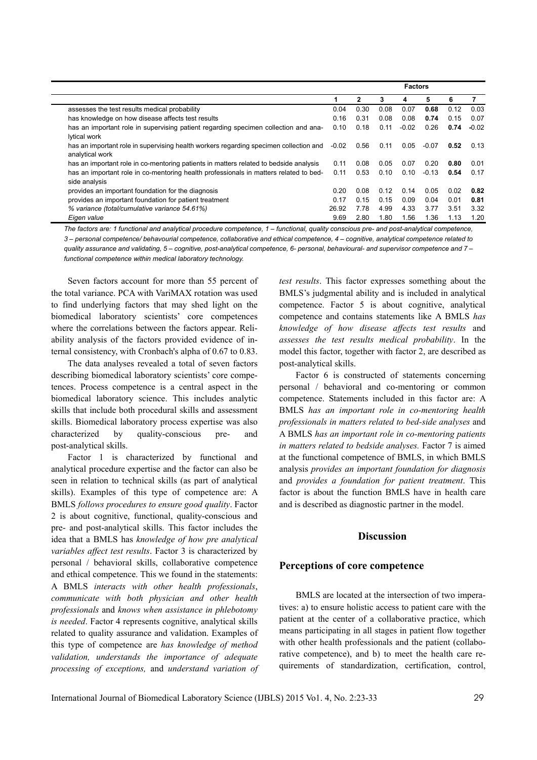| | Factors | | | | | | |
|---|---|---|---|---|---|---|---|
| | 1 | 2 | 3 | 4 | 5 | 6 | 7 |
| assesses the test results medical probability | 0.04 | 0.30 | 0.08 | 0.07 | **0.68** | 0.12 | 0.03 |
| has knowledge on how disease affects test results | 0.16 | 0.31 | 0.08 | 0.08 | **0.74** | 0.15 | 0.07 |
| has an important role in supervising patient regarding specimen collection and analytical work | 0.10 | 0.18 | 0.11 | -0.02 | 0.26 | **0.74** | -0.02 |
| has an important role in supervising health workers regarding specimen collection and analytical work | -0.02 | 0.56 | 0.11 | 0.05 | -0.07 | **0.52** | 0.13 |
| has an important role in co-mentoring patients in matters related to bedside analysis | 0.11 | 0.08 | 0.05 | 0.07 | 0.20 | **0.80** | 0.01 |
| has an important role in co-mentoring health professionals in matters related to bedside analysis | 0.11 | 0.53 | 0.10 | 0.10 | -0.13 | **0.54** | 0.17 |
| provides an important foundation for the diagnosis | 0.20 | 0.08 | 0.12 | 0.14 | 0.05 | 0.02 | **0.82** |
| provides an important foundation for patient treatment | 0.17 | 0.15 | 0.15 | 0.09 | 0.04 | 0.01 | **0.81** |
| *% variance (total/cumulative variance 54.61%)* | 26.92 | 7.78 | 4.99 | 4.33 | 3.77 | 3.51 | 3.32 |
| *Eigen value* | 9.69 | 2.80 | 1.80 | 1.56 | 1.36 | 1.13 | 1.20 |

*The factors are: 1 functional and analytical procedure competence, 1 – functional, quality conscious pre- and post-analytical competence, 3 – personal competence/ behavourial competence, collaborative and ethical competence, 4 – cognitive, analytical competence related to quality assurance and validating, 5 – cognitive, post-analytical competence, 6- personal, behavioural- and supervisor competence and 7 – functional competence within medical laboratory technology.*

Seven factors account for more than 55 percent of the total variance. PCA with VariMAX rotation was used to find underlying factors that may shed light on the biomedical laboratory scientists' core competences where the correlations between the factors appear. Reliability analysis of the factors provided evidence of internal consistency, with Cronbach's alpha of 0.67 to 0.83.

The data analyses revealed a total of seven factors describing biomedical laboratory scientists' core competences. Process competence is a central aspect in the biomedical laboratory science. This includes analytic skills that include both procedural skills and assessment skills. Biomedical laboratory process expertise was also characterized by quality-conscious pre- and post-analytical skills.

Factor 1 is characterized by functional and analytical procedure expertise and the factor can also be seen in relation to technical skills (as part of analytical skills). Examples of this type of competence are: A BMLS *follows procedures to ensure good quality*. Factor 2 is about cognitive, functional, quality-conscious and pre- and post-analytical skills. This factor includes the idea that a BMLS has *knowledge of how pre analytical variables affect test results*. Factor 3 is characterized by personal / behavioral skills, collaborative competence and ethical competence. This we found in the statements: A BMLS *interacts with other health professionals*, *communicate with both physician and other health professionals* and *knows when assistance in phlebotomy is needed*. Factor 4 represents cognitive, analytical skills related to quality assurance and validation. Examples of this type of competence are *has knowledge of method validation, understands the importance of adequate processing of exceptions,* and *understand variation of test results*. This factor expresses something about the BMLS's judgmental ability and is included in analytical competence. Factor 5 is about cognitive, analytical competence and contains statements like A BMLS *has knowledge of how disease affects test results* and *assesses the test results medical probability*. In the model this factor, together with factor 2, are described as post-analytical skills.

Factor 6 is constructed of statements concerning personal / behavioral and co-mentoring or common competence. Statements included in this factor are: A BMLS *has an important role in co-mentoring health professionals in matters related to bed-side analyses* and A BMLS *has an important role in co-mentoring patients in matters related to bedside analyses.* Factor 7 is aimed at the functional competence of BMLS, in which BMLS analysis *provides an important foundation for diagnosis* and *provides a foundation for patient treatment*. This factor is about the function BMLS have in health care and is described as diagnostic partner in the model.

## Discussion

### Perceptions of core competence

BMLS are located at the intersection of two imperatives: a) to ensure holistic access to patient care with the patient at the center of a collaborative practice, which means participating in all stages in patient flow together with other health professionals and the patient (collaborative competence), and b) to meet the health care requirements of standardization, certification, control,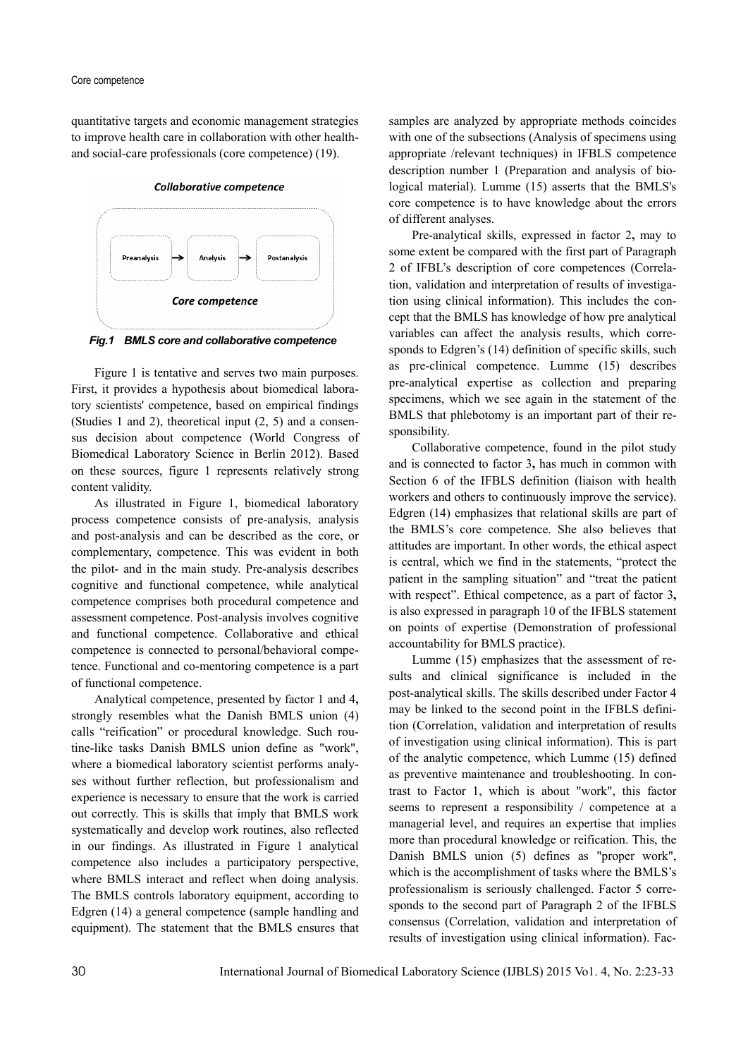quantitative targets and economic management strategies to improve health care in collaboration with other health- and social-care professionals (core competence) (19).

*Collaborative competence*

Preanalysis → Analysis → Postanalysis

*Core competence*

***Fig.1 BMLS core and collaborative competence***

Figure 1 is tentative and serves two main purposes. First, it provides a hypothesis about biomedical laboratory scientists' competence, based on empirical findings (Studies 1 and 2), theoretical input (2, 5) and a consensus decision about competence (World Congress of Biomedical Laboratory Science in Berlin 2012). Based on these sources, figure 1 represents relatively strong content validity.

As illustrated in Figure 1, biomedical laboratory process competence consists of pre-analysis, analysis and post-analysis and can be described as the core, or complementary, competence. This was evident in both the pilot- and in the main study. Pre-analysis describes cognitive and functional competence, while analytical competence comprises both procedural competence and assessment competence. Post-analysis involves cognitive and functional competence. Collaborative and ethical competence is connected to personal/behavioral competence. Functional and co-mentoring competence is a part of functional competence.

Analytical competence, presented by factor 1 and 4**,** strongly resembles what the Danish BMLS union (4) calls "reification" or procedural knowledge. Such routine-like tasks Danish BMLS union define as "work", where a biomedical laboratory scientist performs analyses without further reflection, but professionalism and experience is necessary to ensure that the work is carried out correctly. This is skills that imply that BMLS work systematically and develop work routines, also reflected in our findings. As illustrated in Figure 1 analytical competence also includes a participatory perspective, where BMLS interact and reflect when doing analysis. The BMLS controls laboratory equipment, according to Edgren (14) a general competence (sample handling and equipment). The statement that the BMLS ensures that samples are analyzed by appropriate methods coincides with one of the subsections (Analysis of specimens using appropriate /relevant techniques) in IFBLS competence description number 1 (Preparation and analysis of biological material). Lumme (15) asserts that the BMLS's core competence is to have knowledge about the errors of different analyses.

Pre-analytical skills, expressed in factor 2**,** may to some extent be compared with the first part of Paragraph 2 of IFBL's description of core competences (Correlation, validation and interpretation of results of investigation using clinical information). This includes the concept that the BMLS has knowledge of how pre analytical variables can affect the analysis results, which corresponds to Edgren's (14) definition of specific skills, such as pre-clinical competence. Lumme (15) describes pre-analytical expertise as collection and preparing specimens, which we see again in the statement of the BMLS that phlebotomy is an important part of their responsibility.

Collaborative competence, found in the pilot study and is connected to factor 3**,** has much in common with Section 6 of the IFBLS definition (liaison with health workers and others to continuously improve the service). Edgren (14) emphasizes that relational skills are part of the BMLS's core competence. She also believes that attitudes are important. In other words, the ethical aspect is central, which we find in the statements, "protect the patient in the sampling situation" and "treat the patient with respect". Ethical competence, as a part of factor 3**,** is also expressed in paragraph 10 of the IFBLS statement on points of expertise (Demonstration of professional accountability for BMLS practice).

Lumme (15) emphasizes that the assessment of results and clinical significance is included in the post-analytical skills. The skills described under Factor 4 may be linked to the second point in the IFBLS definition (Correlation, validation and interpretation of results of investigation using clinical information). This is part of the analytic competence, which Lumme (15) defined as preventive maintenance and troubleshooting. In contrast to Factor 1, which is about "work", this factor seems to represent a responsibility / competence at a managerial level, and requires an expertise that implies more than procedural knowledge or reification. This, the Danish BMLS union (5) defines as "proper work", which is the accomplishment of tasks where the BMLS's professionalism is seriously challenged. Factor 5 corresponds to the second part of Paragraph 2 of the IFBLS consensus (Correlation, validation and interpretation of results of investigation using clinical information). Fac-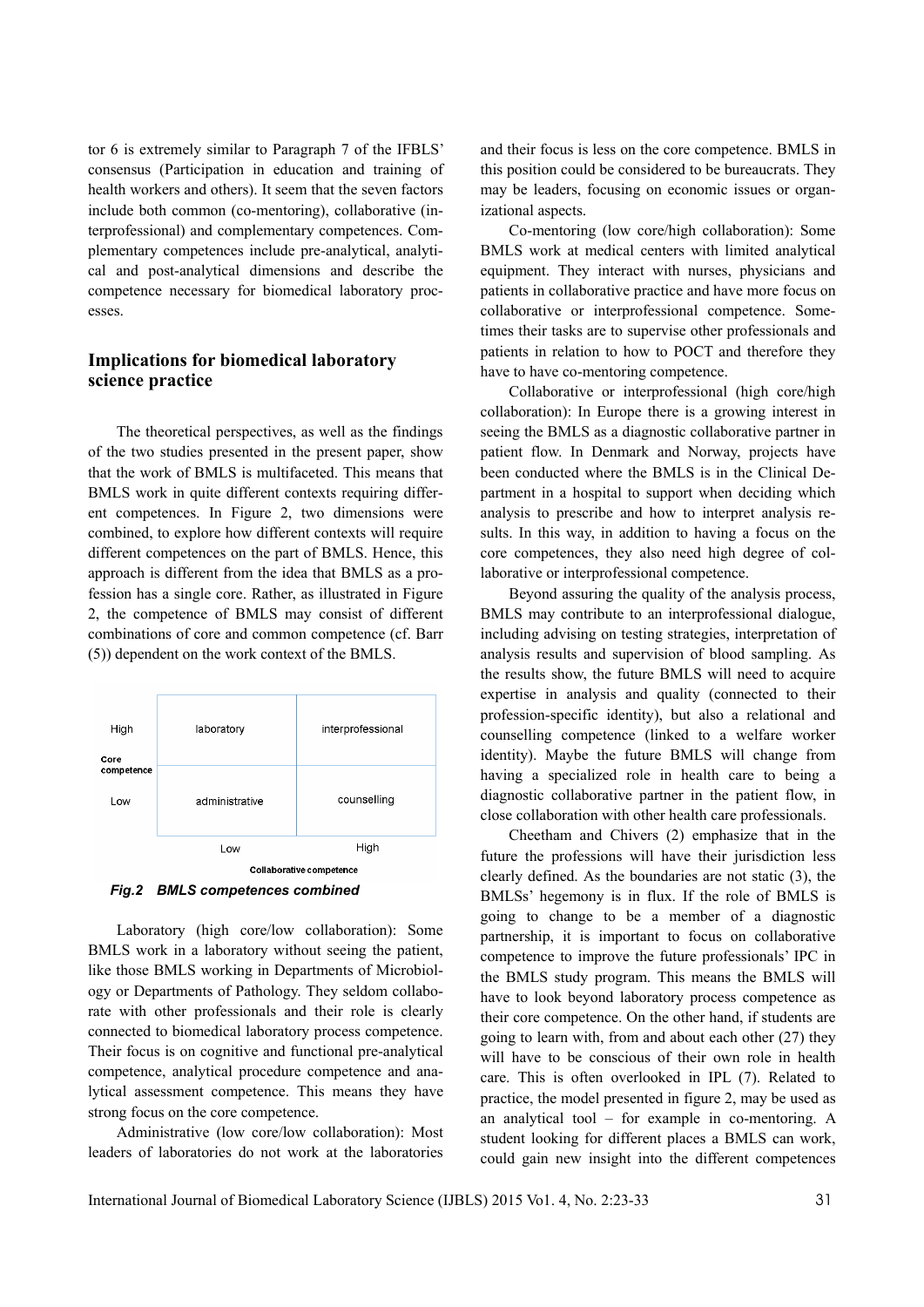tor 6 is extremely similar to Paragraph 7 of the IFBLS' consensus (Participation in education and training of health workers and others). It seem that the seven factors include both common (co-mentoring), collaborative (interprofessional) and complementary competences. Complementary competences include pre-analytical, analytical and post-analytical dimensions and describe the competence necessary for biomedical laboratory processes.

## Implications for biomedical laboratory science practice

The theoretical perspectives, as well as the findings of the two studies presented in the present paper, show that the work of BMLS is multifaceted. This means that BMLS work in quite different contexts requiring different competences. In Figure 2, two dimensions were combined, to explore how different contexts will require different competences on the part of BMLS. Hence, this approach is different from the idea that BMLS as a profession has a single core. Rather, as illustrated in Figure 2, the competence of BMLS may consist of different combinations of core and common competence (cf. Barr (5)) dependent on the work context of the BMLS.

| Core competence | Low (Collaborative competence) | High (Collaborative competence) |
|---|---|---|
| High | laboratory | interprofessional |
| Low | administrative | counselling |

***Fig.2 BMLS competences combined***

Laboratory (high core/low collaboration): Some BMLS work in a laboratory without seeing the patient, like those BMLS working in Departments of Microbiology or Departments of Pathology. They seldom collaborate with other professionals and their role is clearly connected to biomedical laboratory process competence. Their focus is on cognitive and functional pre-analytical competence, analytical procedure competence and analytical assessment competence. This means they have strong focus on the core competence.

Administrative (low core/low collaboration): Most leaders of laboratories do not work at the laboratories and their focus is less on the core competence. BMLS in this position could be considered to be bureaucrats. They may be leaders, focusing on economic issues or organizational aspects.

Co-mentoring (low core/high collaboration): Some BMLS work at medical centers with limited analytical equipment. They interact with nurses, physicians and patients in collaborative practice and have more focus on collaborative or interprofessional competence. Sometimes their tasks are to supervise other professionals and patients in relation to how to POCT and therefore they have to have co-mentoring competence.

Collaborative or interprofessional (high core/high collaboration): In Europe there is a growing interest in seeing the BMLS as a diagnostic collaborative partner in patient flow. In Denmark and Norway, projects have been conducted where the BMLS is in the Clinical Department in a hospital to support when deciding which analysis to prescribe and how to interpret analysis results. In this way, in addition to having a focus on the core competences, they also need high degree of collaborative or interprofessional competence.

Beyond assuring the quality of the analysis process, BMLS may contribute to an interprofessional dialogue, including advising on testing strategies, interpretation of analysis results and supervision of blood sampling. As the results show, the future BMLS will need to acquire expertise in analysis and quality (connected to their profession-specific identity), but also a relational and counselling competence (linked to a welfare worker identity). Maybe the future BMLS will change from having a specialized role in health care to being a diagnostic collaborative partner in the patient flow, in close collaboration with other health care professionals.

Cheetham and Chivers (2) emphasize that in the future the professions will have their jurisdiction less clearly defined. As the boundaries are not static (3), the BMLSs' hegemony is in flux. If the role of BMLS is going to change to be a member of a diagnostic partnership, it is important to focus on collaborative competence to improve the future professionals' IPC in the BMLS study program. This means the BMLS will have to look beyond laboratory process competence as their core competence. On the other hand, if students are going to learn with, from and about each other (27) they will have to be conscious of their own role in health care. This is often overlooked in IPL (7). Related to practice, the model presented in figure 2, may be used as an analytical tool – for example in co-mentoring. A student looking for different places a BMLS can work, could gain new insight into the different competences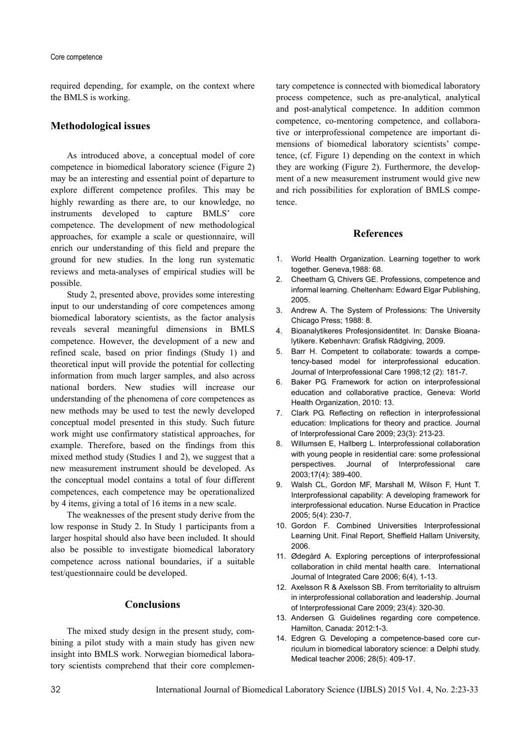required depending, for example, on the context where the BMLS is working.

## Methodological issues

As introduced above, a conceptual model of core competence in biomedical laboratory science (Figure 2) may be an interesting and essential point of departure to explore different competence profiles. This may be highly rewarding as there are, to our knowledge, no instruments developed to capture BMLS' core competence. The development of new methodological approaches, for example a scale or questionnaire, will enrich our understanding of this field and prepare the ground for new studies. In the long run systematic reviews and meta-analyses of empirical studies will be possible.

Study 2, presented above, provides some interesting input to our understanding of core competences among biomedical laboratory scientists, as the factor analysis reveals several meaningful dimensions in BMLS competence. However, the development of a new and refined scale, based on prior findings (Study 1) and theoretical input will provide the potential for collecting information from much larger samples, and also across national borders. New studies will increase our understanding of the phenomena of core competences as new methods may be used to test the newly developed conceptual model presented in this study. Such future work might use confirmatory statistical approaches, for example. Therefore, based on the findings from this mixed method study (Studies 1 and 2), we suggest that a new measurement instrument should be developed. As the conceptual model contains a total of four different competences, each competence may be operationalized by 4 items, giving a total of 16 items in a new scale.

The weaknesses of the present study derive from the low response in Study 2. In Study 1 participants from a larger hospital should also have been included. It should also be possible to investigate biomedical laboratory competence across national boundaries, if a suitable test/questionnaire could be developed.

## Conclusions

The mixed study design in the present study, combining a pilot study with a main study has given new insight into BMLS work. Norwegian biomedical laboratory scientists comprehend that their core complementary competence is connected with biomedical laboratory process competence, such as pre-analytical, analytical and post-analytical competence. In addition common competence, co-mentoring competence, and collaborative or interprofessional competence are important dimensions of biomedical laboratory scientists' competence, (cf. Figure 1) depending on the context in which they are working (Figure 2). Furthermore, the development of a new measurement instrument would give new and rich possibilities for exploration of BMLS competence.

## References

1. World Health Organization. Learning together to work together. Geneva,1988: 68.
2. Cheetham G, Chivers GE. Professions, competence and informal learning. Cheltenham: Edward Elgar Publishing, 2005.
3. Andrew A. The System of Professions: The University Chicago Press; 1988: 8.
4. Bioanalytikeres Profesjonsidentitet. In: Danske Bioanalytikere. København: Grafisk Rådgiving, 2009.
5. Barr H. Competent to collaborate: towards a competency-based model for interprofessional education. Journal of Interprofessional Care 1998;12 (2): 181-7.
6. Baker PG. Framework for action on interprofessional education and collaborative practice, Geneva: World Health Organization, 2010: 13.
7. Clark PG. Reflecting on reflection in interprofessional education: Implications for theory and practice. Journal of Interprofessional Care 2009; 23(3): 213-23.
8. Willumsen E, Hallberg L. Interprofessional collaboration with young people in residential care: some professional perspectives. Journal of Interprofessional care 2003;17(4): 389-400.
9. Walsh CL, Gordon MF, Marshall M, Wilson F, Hunt T. Interprofessional capability: A developing framework for interprofessional education. Nurse Education in Practice 2005; 5(4): 230-7.
10. Gordon F. Combined Universities Interprofessional Learning Unit. Final Report, Sheffield Hallam University, 2006.
11. Ødegård A. Exploring perceptions of interprofessional collaboration in child mental health care. International Journal of Integrated Care 2006; 6(4), 1-13.
12. Axelsson R & Axelsson SB. From territoriality to altruism in interprofessional collaboration and leadership. Journal of Interprofessional Care 2009; 23(4): 320-30.
13. Andersen G. Guidelines regarding core competence. Hamilton, Canada: 2012:1-3.
14. Edgren G. Developing a competence-based core curriculum in biomedical laboratory science: a Delphi study. Medical teacher 2006; 28(5): 409-17.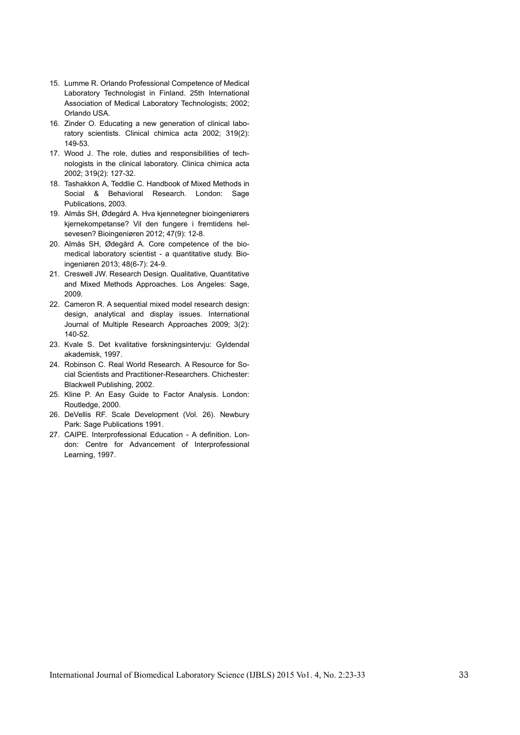15. Lumme R. Orlando Professional Competence of Medical Laboratory Technologist in Finland. 25th International Association of Medical Laboratory Technologists; 2002; Orlando USA.
16. Zinder O. Educating a new generation of clinical laboratory scientists. Clinical chimica acta 2002; 319(2): 149-53.
17. Wood J. The role, duties and responsibilities of technologists in the clinical laboratory. Clinica chimica acta 2002; 319(2): 127-32.
18. Tashakkon A, Teddlie C. Handbook of Mixed Methods in Social & Behavioral Research. London: Sage Publications, 2003.
19. Almås SH, Ødegård A. Hva kjennetegner bioingeniørers kjernekompetanse? Vil den fungere i fremtidens helsevesen? Bioingeniøren 2012; 47(9): 12-8.
20. Almås SH, Ødegård A. Core competence of the biomedical laboratory scientist - a quantitative study. Bioingeniøren 2013; 48(6-7): 24-9.
21. Creswell JW. Research Design. Qualitative, Quantitative and Mixed Methods Approaches. Los Angeles: Sage, 2009.
22. Cameron R. A sequential mixed model research design: design, analytical and display issues. International Journal of Multiple Research Approaches 2009; 3(2): 140-52.
23. Kvale S. Det kvalitative forskningsintervju: Gyldendal akademisk, 1997.
24. Robinson C. Real World Research. A Resource for Social Scientists and Practitioner-Researchers. Chichester: Blackwell Publishing, 2002.
25. Kline P. An Easy Guide to Factor Analysis. London: Routledge, 2000.
26. DeVellis RF. Scale Development (Vol. 26). Newbury Park: Sage Publications 1991.
27. CAIPE. Interprofessional Education - A definition. London: Centre for Advancement of Interprofessional Learning, 1997.